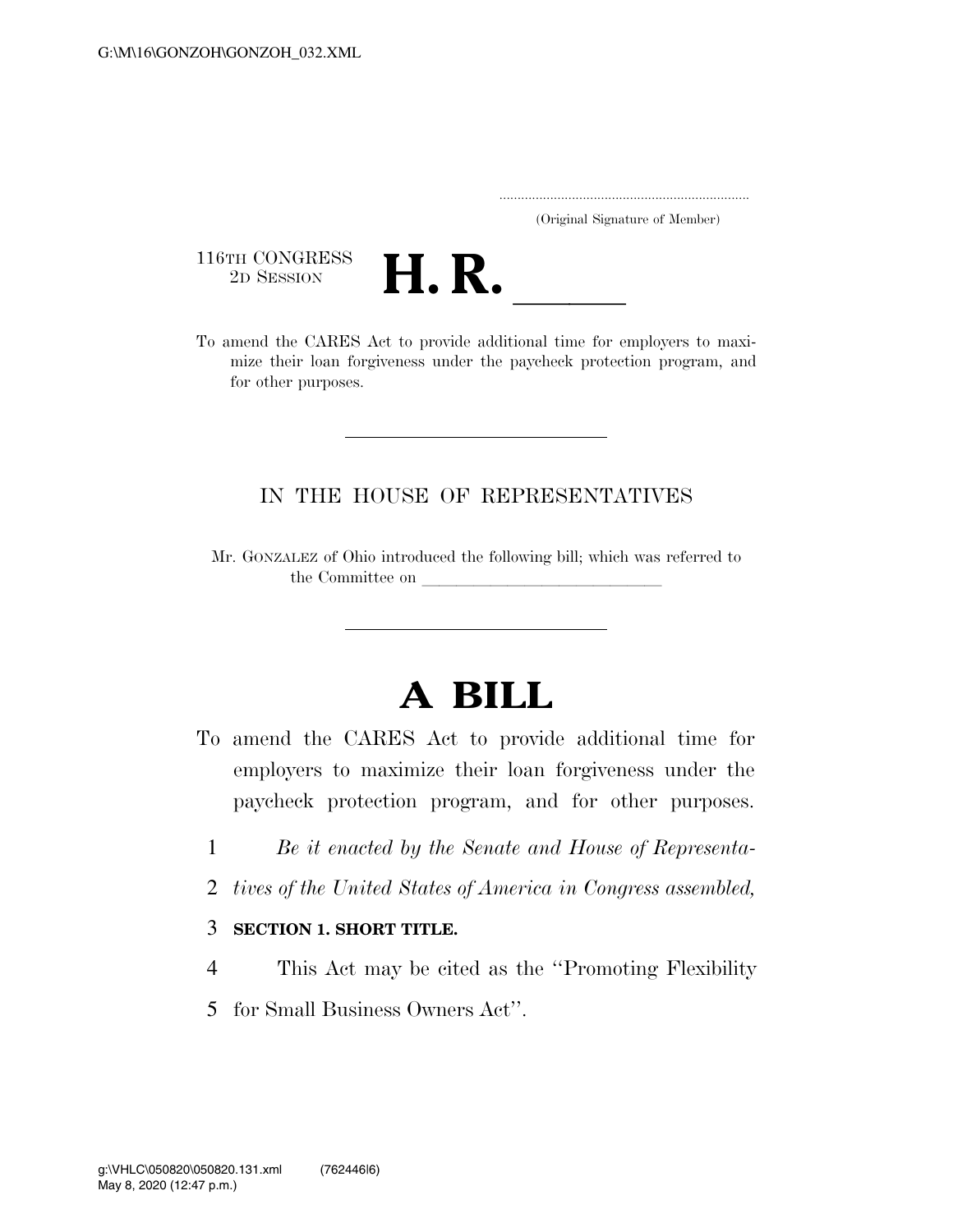(Original Signature of Member)

116TH CONGRESS
2D SESSION

# H. R. ______

To amend the CARES Act to provide additional time for employers to maximize their loan forgiveness under the paycheck protection program, and for other purposes.

IN THE HOUSE OF REPRESENTATIVES

Mr. GONZALEZ of Ohio introduced the following bill; which was referred to the Committee on ______________________________

# A BILL

To amend the CARES Act to provide additional time for employers to maximize their loan forgiveness under the paycheck protection program, and for other purposes.

1 *Be it enacted by the Senate and House of Representa-*
2 *tives of the United States of America in Congress assembled,*

3 **SECTION 1. SHORT TITLE.**

4 This Act may be cited as the ''Promoting Flexibility
5 for Small Business Owners Act''.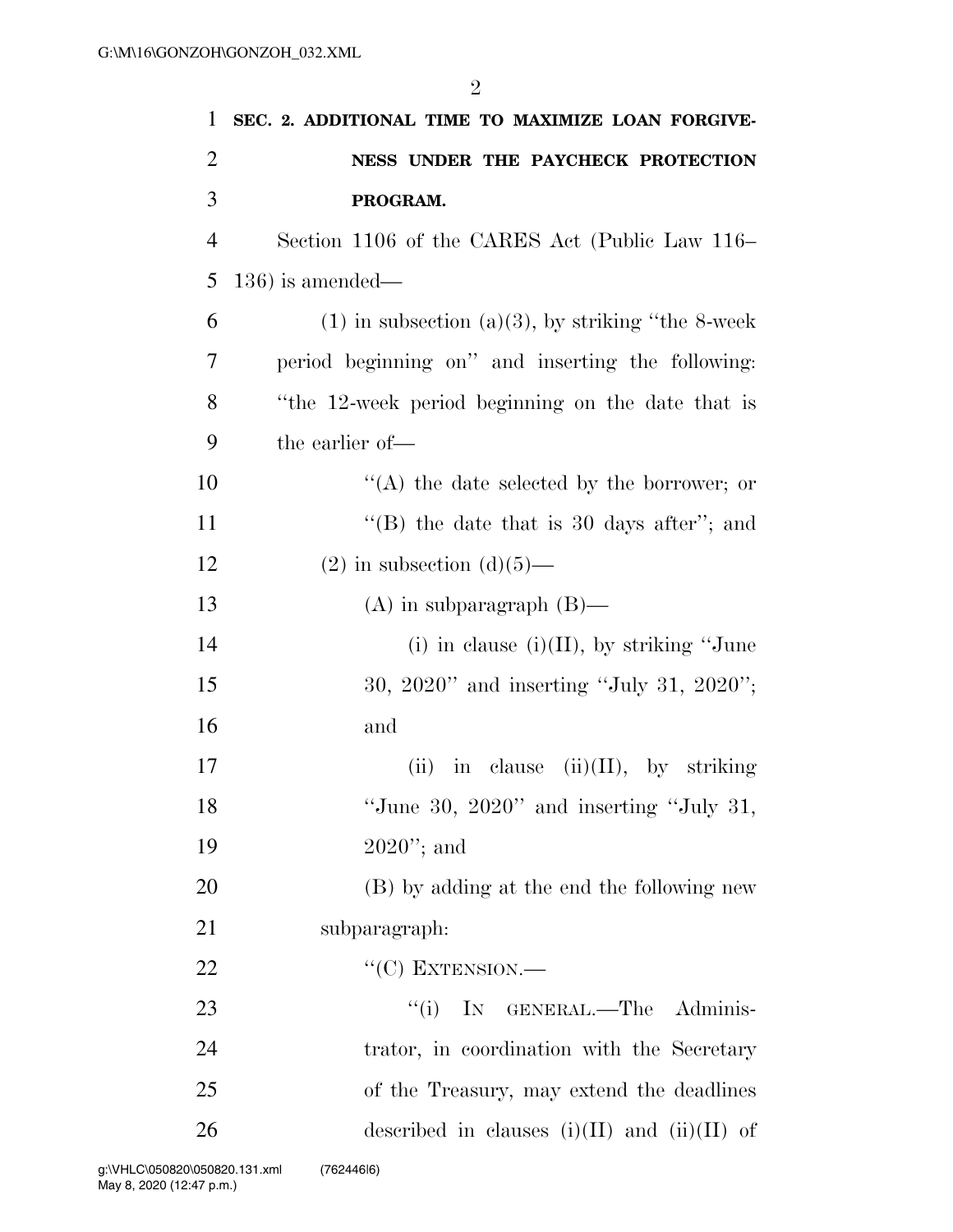**SEC. 2. ADDITIONAL TIME TO MAXIMIZE LOAN FORGIVENESS UNDER THE PAYCHECK PROTECTION PROGRAM.**

Section 1106 of the CARES Act (Public Law 116–136) is amended—

(1) in subsection (a)(3), by striking ''the 8-week period beginning on'' and inserting the following: ''the 12-week period beginning on the date that is the earlier of—

''(A) the date selected by the borrower; or

''(B) the date that is 30 days after''; and

(2) in subsection (d)(5)—

(A) in subparagraph (B)—

(i) in clause (i)(II), by striking ''June 30, 2020'' and inserting ''July 31, 2020''; and

(ii) in clause (ii)(II), by striking ''June 30, 2020'' and inserting ''July 31, 2020''; and

(B) by adding at the end the following new subparagraph:

''(C) EXTENSION.—

''(i) IN GENERAL.—The Administrator, in coordination with the Secretary of the Treasury, may extend the deadlines described in clauses (i)(II) and (ii)(II) of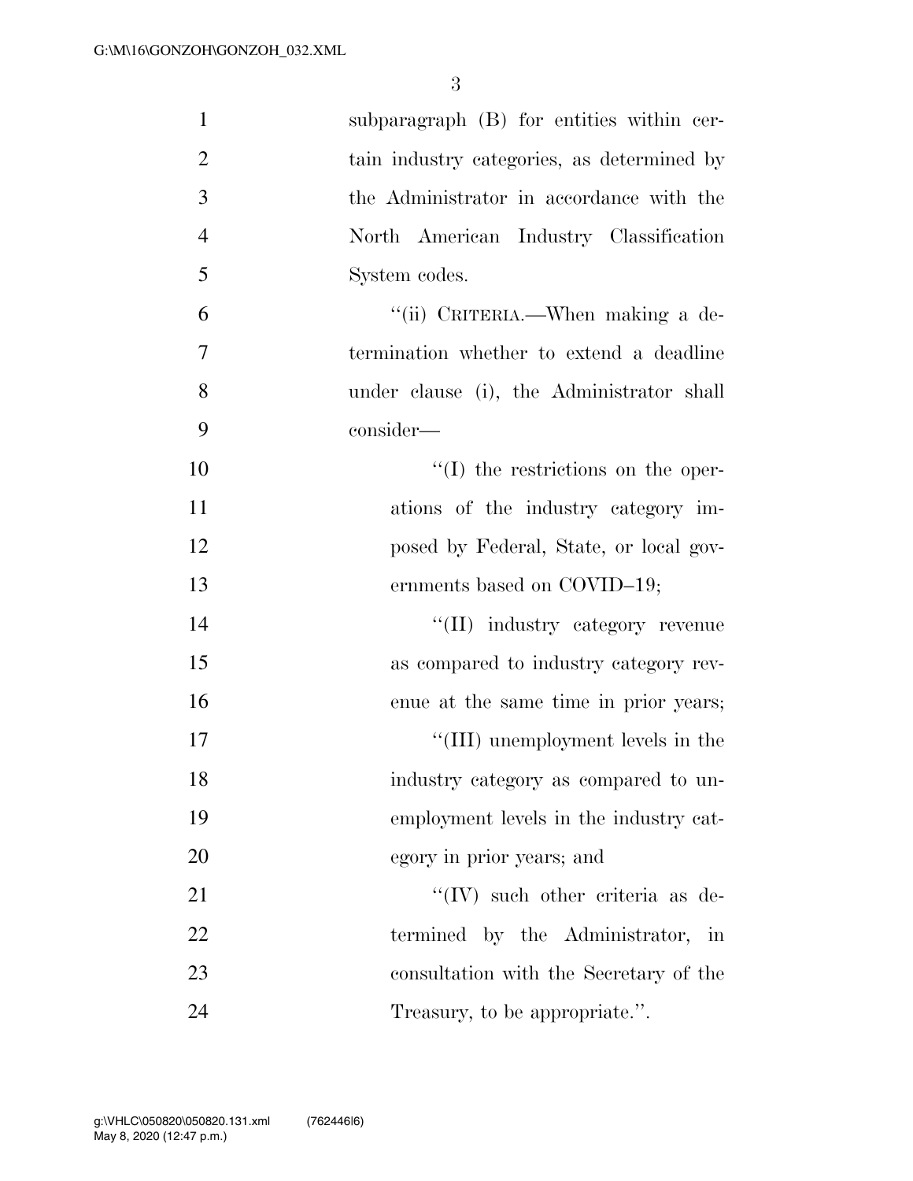subparagraph (B) for entities within certain industry categories, as determined by the Administrator in accordance with the North American Industry Classification System codes.

"(ii) CRITERIA.—When making a determination whether to extend a deadline under clause (i), the Administrator shall consider—

"(I) the restrictions on the operations of the industry category imposed by Federal, State, or local governments based on COVID–19;

"(II) industry category revenue as compared to industry category revenue at the same time in prior years;

"(III) unemployment levels in the industry category as compared to unemployment levels in the industry category in prior years; and

"(IV) such other criteria as determined by the Administrator, in consultation with the Secretary of the Treasury, to be appropriate.".